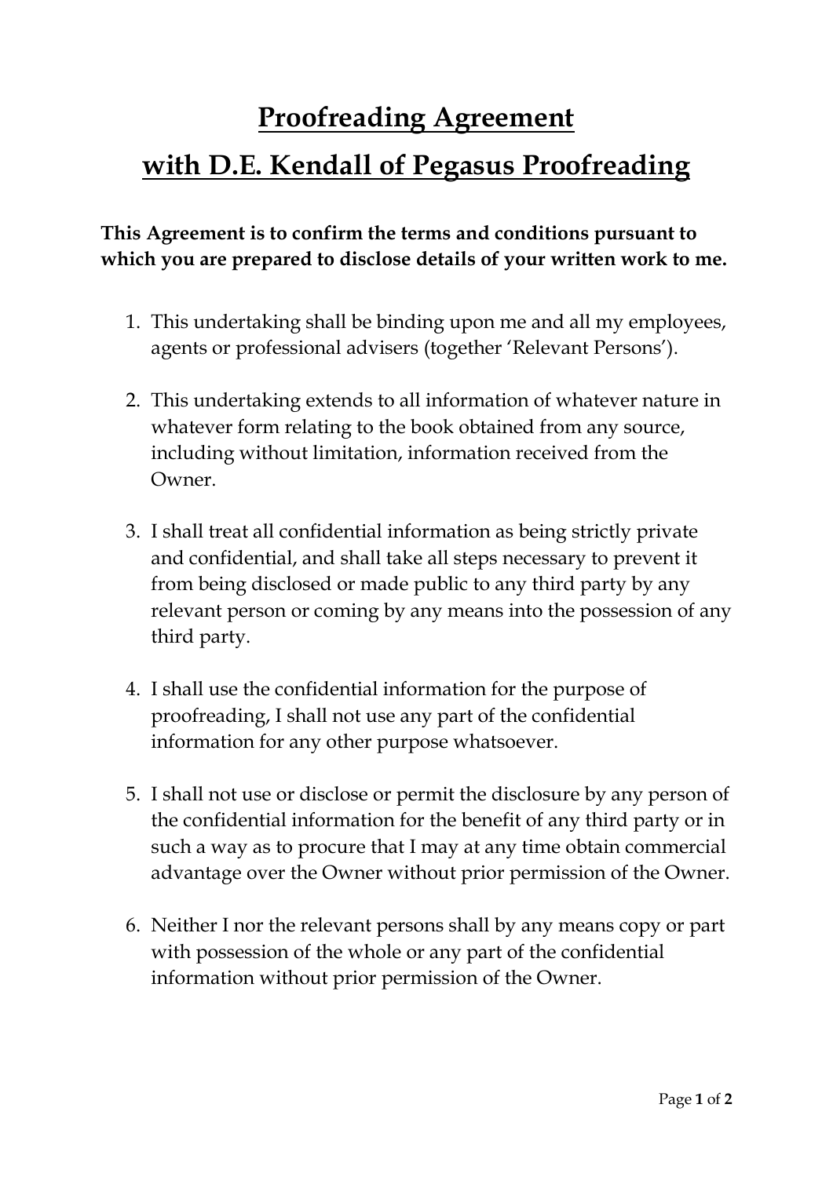# Proofreading Agreement

# with D.E. Kendall of Pegasus Proofreading

**This Agreement is to confirm the terms and conditions pursuant to which you are prepared to disclose details of your written work to me.**

1. This undertaking shall be binding upon me and all my employees, agents or professional advisers (together 'Relevant Persons').

2. This undertaking extends to all information of whatever nature in whatever form relating to the book obtained from any source, including without limitation, information received from the Owner.

3. I shall treat all confidential information as being strictly private and confidential, and shall take all steps necessary to prevent it from being disclosed or made public to any third party by any relevant person or coming by any means into the possession of any third party.

4. I shall use the confidential information for the purpose of proofreading, I shall not use any part of the confidential information for any other purpose whatsoever.

5. I shall not use or disclose or permit the disclosure by any person of the confidential information for the benefit of any third party or in such a way as to procure that I may at any time obtain commercial advantage over the Owner without prior permission of the Owner.

6. Neither I nor the relevant persons shall by any means copy or part with possession of the whole or any part of the confidential information without prior permission of the Owner.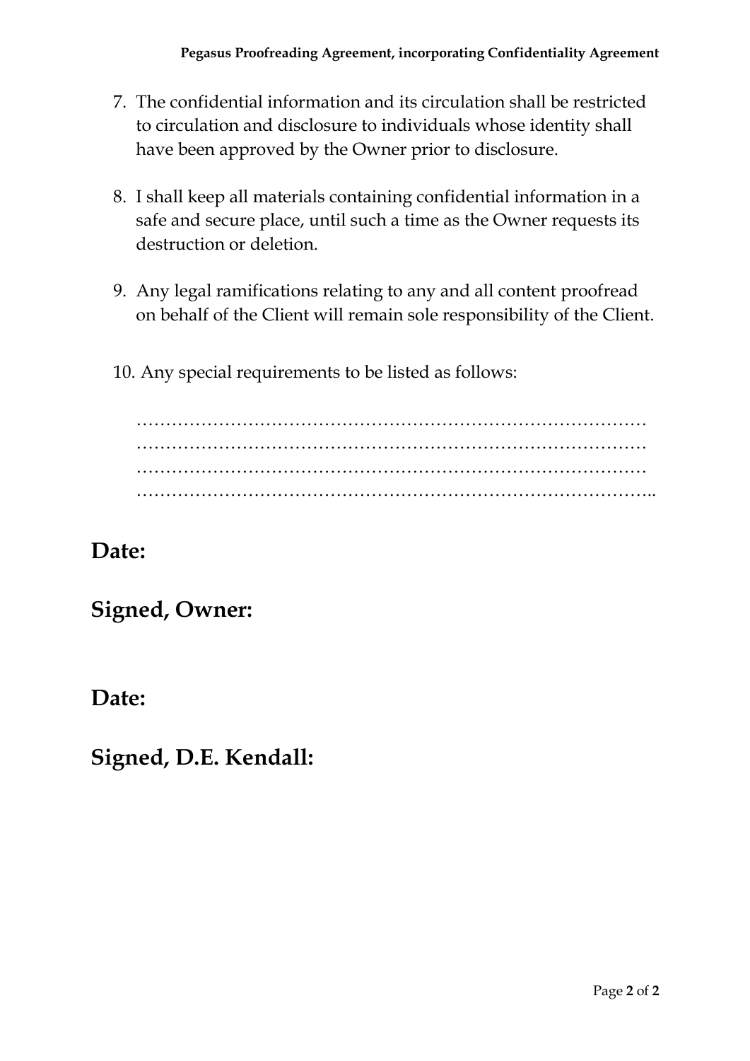7. The confidential information and its circulation shall be restricted to circulation and disclosure to individuals whose identity shall have been approved by the Owner prior to disclosure.

8. I shall keep all materials containing confidential information in a safe and secure place, until such a time as the Owner requests its destruction or deletion.

9. Any legal ramifications relating to any and all content proofread on behalf of the Client will remain sole responsibility of the Client.

10. Any special requirements to be listed as follows:

    …………………………………………………………………………
    …………………………………………………………………………
    …………………………………………………………………………
    …………………………………………………………………………..

**Date:**

**Signed, Owner:**

**Date:**

**Signed, D.E. Kendall:**